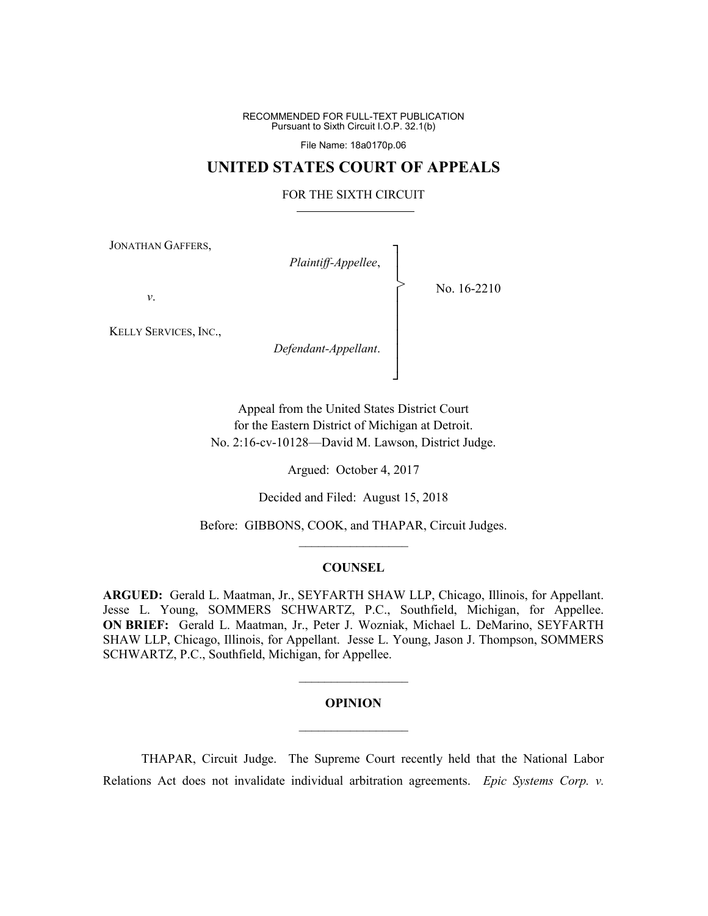RECOMMENDED FOR FULL-TEXT PUBLICATION
Pursuant to Sixth Circuit I.O.P. 32.1(b)

File Name: 18a0170p.06

# UNITED STATES COURT OF APPEALS

FOR THE SIXTH CIRCUIT

JONATHAN GAFFERS,

*Plaintiff-Appellee*,

*v*.

KELLY SERVICES, INC.,

*Defendant-Appellant*.

No. 16-2210

Appeal from the United States District Court
for the Eastern District of Michigan at Detroit.
No. 2:16-cv-10128—David M. Lawson, District Judge.

Argued: October 4, 2017

Decided and Filed: August 15, 2018

Before: GIBBONS, COOK, and THAPAR, Circuit Judges.

## COUNSEL

**ARGUED:** Gerald L. Maatman, Jr., SEYFARTH SHAW LLP, Chicago, Illinois, for Appellant. Jesse L. Young, SOMMERS SCHWARTZ, P.C., Southfield, Michigan, for Appellee. **ON BRIEF:** Gerald L. Maatman, Jr., Peter J. Wozniak, Michael L. DeMarino, SEYFARTH SHAW LLP, Chicago, Illinois, for Appellant. Jesse L. Young, Jason J. Thompson, SOMMERS SCHWARTZ, P.C., Southfield, Michigan, for Appellee.

## OPINION

THAPAR, Circuit Judge. The Supreme Court recently held that the National Labor Relations Act does not invalidate individual arbitration agreements. *Epic Systems Corp. v.*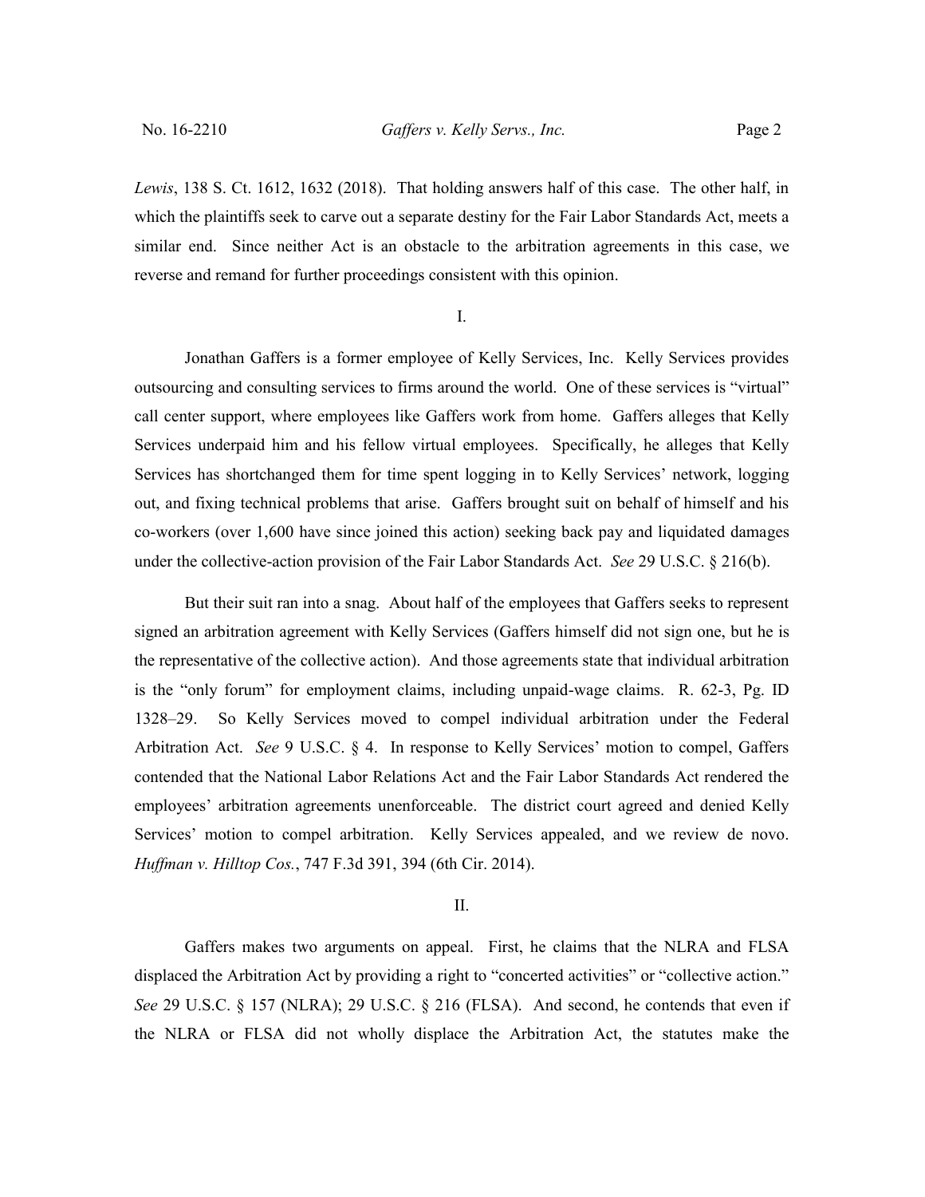*Lewis*, 138 S. Ct. 1612, 1632 (2018). That holding answers half of this case. The other half, in which the plaintiffs seek to carve out a separate destiny for the Fair Labor Standards Act, meets a similar end. Since neither Act is an obstacle to the arbitration agreements in this case, we reverse and remand for further proceedings consistent with this opinion.

## I.

Jonathan Gaffers is a former employee of Kelly Services, Inc. Kelly Services provides outsourcing and consulting services to firms around the world. One of these services is "virtual" call center support, where employees like Gaffers work from home. Gaffers alleges that Kelly Services underpaid him and his fellow virtual employees. Specifically, he alleges that Kelly Services has shortchanged them for time spent logging in to Kelly Services' network, logging out, and fixing technical problems that arise. Gaffers brought suit on behalf of himself and his co-workers (over 1,600 have since joined this action) seeking back pay and liquidated damages under the collective-action provision of the Fair Labor Standards Act. *See* 29 U.S.C. § 216(b).

But their suit ran into a snag. About half of the employees that Gaffers seeks to represent signed an arbitration agreement with Kelly Services (Gaffers himself did not sign one, but he is the representative of the collective action). And those agreements state that individual arbitration is the "only forum" for employment claims, including unpaid-wage claims. R. 62-3, Pg. ID 1328–29. So Kelly Services moved to compel individual arbitration under the Federal Arbitration Act. *See* 9 U.S.C. § 4. In response to Kelly Services' motion to compel, Gaffers contended that the National Labor Relations Act and the Fair Labor Standards Act rendered the employees' arbitration agreements unenforceable. The district court agreed and denied Kelly Services' motion to compel arbitration. Kelly Services appealed, and we review de novo. *Huffman v. Hilltop Cos.*, 747 F.3d 391, 394 (6th Cir. 2014).

## II.

Gaffers makes two arguments on appeal. First, he claims that the NLRA and FLSA displaced the Arbitration Act by providing a right to "concerted activities" or "collective action." *See* 29 U.S.C. § 157 (NLRA); 29 U.S.C. § 216 (FLSA). And second, he contends that even if the NLRA or FLSA did not wholly displace the Arbitration Act, the statutes make the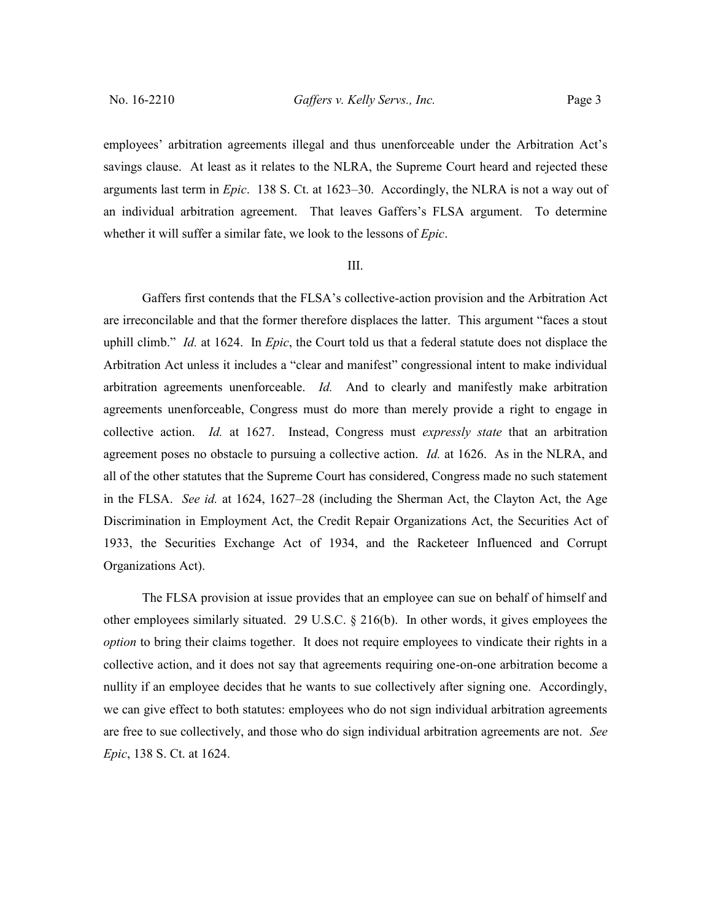employees' arbitration agreements illegal and thus unenforceable under the Arbitration Act's savings clause. At least as it relates to the NLRA, the Supreme Court heard and rejected these arguments last term in *Epic*. 138 S. Ct. at 1623–30. Accordingly, the NLRA is not a way out of an individual arbitration agreement. That leaves Gaffers's FLSA argument. To determine whether it will suffer a similar fate, we look to the lessons of *Epic*.

## III.

Gaffers first contends that the FLSA's collective-action provision and the Arbitration Act are irreconcilable and that the former therefore displaces the latter. This argument "faces a stout uphill climb." *Id.* at 1624. In *Epic*, the Court told us that a federal statute does not displace the Arbitration Act unless it includes a "clear and manifest" congressional intent to make individual arbitration agreements unenforceable. *Id.* And to clearly and manifestly make arbitration agreements unenforceable, Congress must do more than merely provide a right to engage in collective action. *Id.* at 1627. Instead, Congress must *expressly state* that an arbitration agreement poses no obstacle to pursuing a collective action. *Id.* at 1626. As in the NLRA, and all of the other statutes that the Supreme Court has considered, Congress made no such statement in the FLSA. *See id.* at 1624, 1627–28 (including the Sherman Act, the Clayton Act, the Age Discrimination in Employment Act, the Credit Repair Organizations Act, the Securities Act of 1933, the Securities Exchange Act of 1934, and the Racketeer Influenced and Corrupt Organizations Act).

The FLSA provision at issue provides that an employee can sue on behalf of himself and other employees similarly situated. 29 U.S.C. § 216(b). In other words, it gives employees the *option* to bring their claims together. It does not require employees to vindicate their rights in a collective action, and it does not say that agreements requiring one-on-one arbitration become a nullity if an employee decides that he wants to sue collectively after signing one. Accordingly, we can give effect to both statutes: employees who do not sign individual arbitration agreements are free to sue collectively, and those who do sign individual arbitration agreements are not. *See Epic*, 138 S. Ct. at 1624.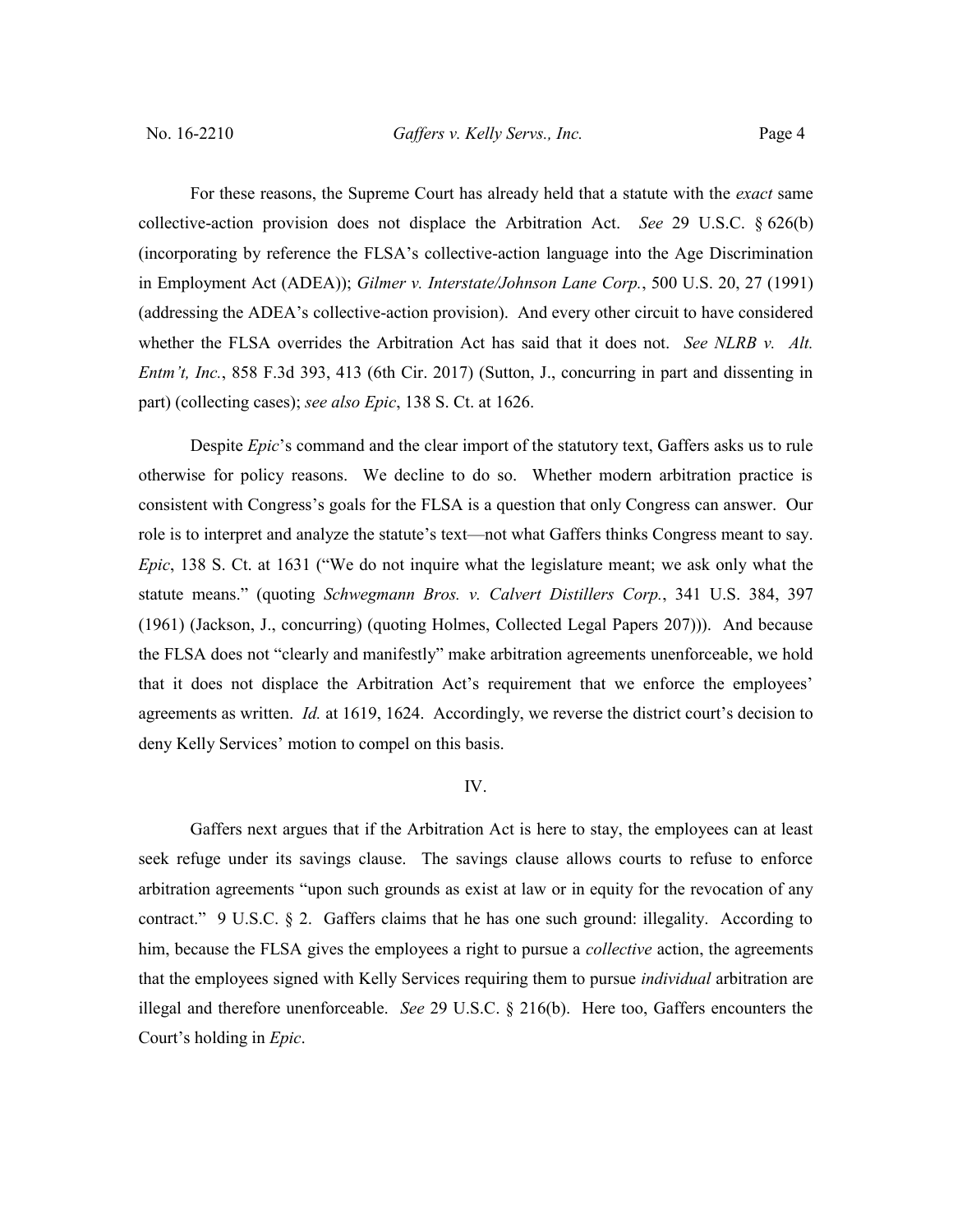For these reasons, the Supreme Court has already held that a statute with the *exact* same collective-action provision does not displace the Arbitration Act. *See* 29 U.S.C. § 626(b) (incorporating by reference the FLSA's collective-action language into the Age Discrimination in Employment Act (ADEA)); *Gilmer v. Interstate/Johnson Lane Corp.*, 500 U.S. 20, 27 (1991) (addressing the ADEA's collective-action provision). And every other circuit to have considered whether the FLSA overrides the Arbitration Act has said that it does not. *See NLRB v. Alt. Entm't, Inc.*, 858 F.3d 393, 413 (6th Cir. 2017) (Sutton, J., concurring in part and dissenting in part) (collecting cases); *see also Epic*, 138 S. Ct. at 1626.

Despite *Epic*'s command and the clear import of the statutory text, Gaffers asks us to rule otherwise for policy reasons. We decline to do so. Whether modern arbitration practice is consistent with Congress's goals for the FLSA is a question that only Congress can answer. Our role is to interpret and analyze the statute's text—not what Gaffers thinks Congress meant to say. *Epic*, 138 S. Ct. at 1631 ("We do not inquire what the legislature meant; we ask only what the statute means." (quoting *Schwegmann Bros. v. Calvert Distillers Corp.*, 341 U.S. 384, 397 (1961) (Jackson, J., concurring) (quoting Holmes, Collected Legal Papers 207))). And because the FLSA does not "clearly and manifestly" make arbitration agreements unenforceable, we hold that it does not displace the Arbitration Act's requirement that we enforce the employees' agreements as written. *Id.* at 1619, 1624. Accordingly, we reverse the district court's decision to deny Kelly Services' motion to compel on this basis.

## IV.

Gaffers next argues that if the Arbitration Act is here to stay, the employees can at least seek refuge under its savings clause. The savings clause allows courts to refuse to enforce arbitration agreements "upon such grounds as exist at law or in equity for the revocation of any contract." 9 U.S.C. § 2. Gaffers claims that he has one such ground: illegality. According to him, because the FLSA gives the employees a right to pursue a *collective* action, the agreements that the employees signed with Kelly Services requiring them to pursue *individual* arbitration are illegal and therefore unenforceable. *See* 29 U.S.C. § 216(b). Here too, Gaffers encounters the Court's holding in *Epic*.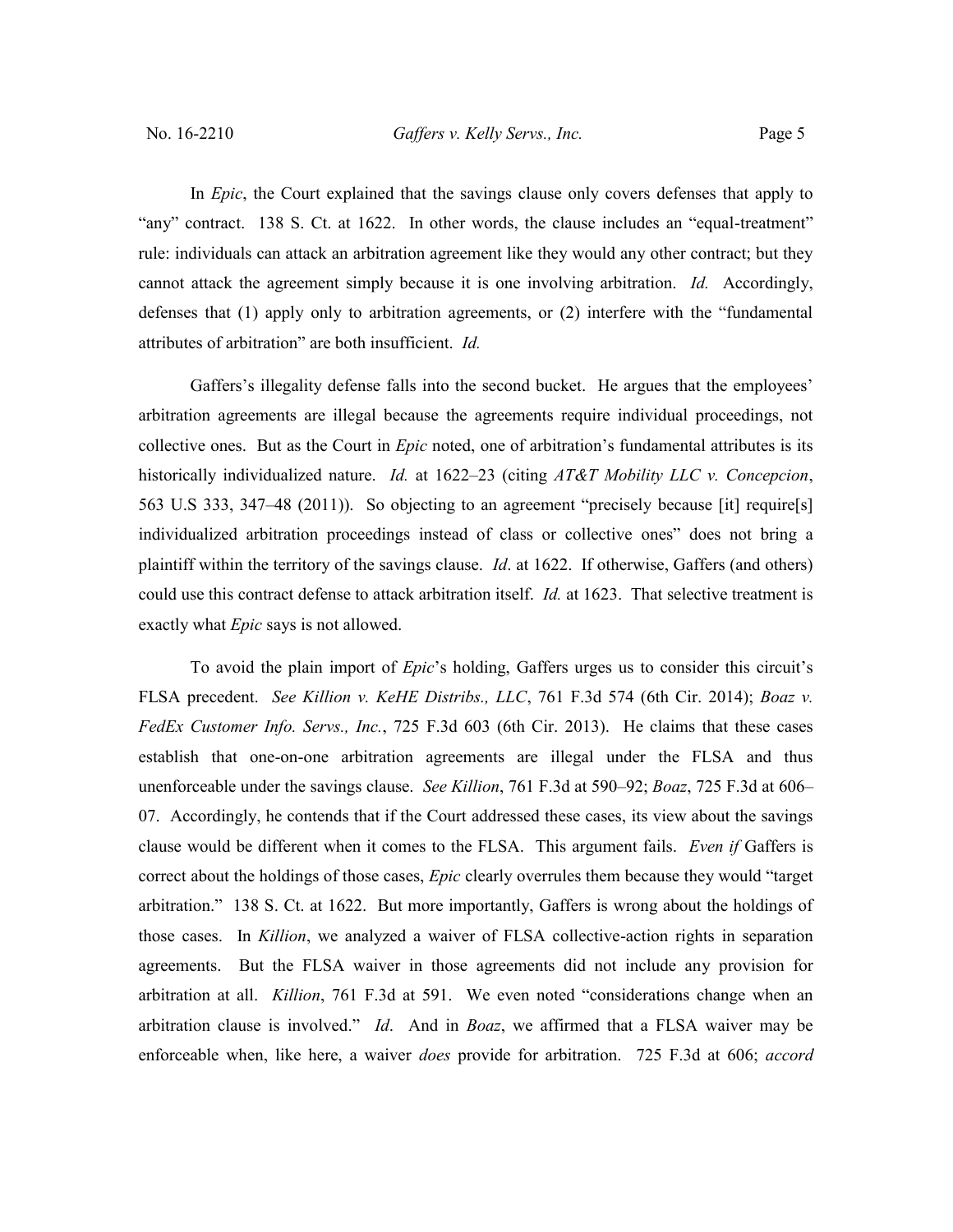In *Epic*, the Court explained that the savings clause only covers defenses that apply to "any" contract. 138 S. Ct. at 1622. In other words, the clause includes an "equal-treatment" rule: individuals can attack an arbitration agreement like they would any other contract; but they cannot attack the agreement simply because it is one involving arbitration. *Id.* Accordingly, defenses that (1) apply only to arbitration agreements, or (2) interfere with the "fundamental attributes of arbitration" are both insufficient. *Id.*

Gaffers's illegality defense falls into the second bucket. He argues that the employees' arbitration agreements are illegal because the agreements require individual proceedings, not collective ones. But as the Court in *Epic* noted, one of arbitration's fundamental attributes is its historically individualized nature. *Id.* at 1622–23 (citing *AT&T Mobility LLC v. Concepcion*, 563 U.S 333, 347–48 (2011)). So objecting to an agreement "precisely because [it] require[s] individualized arbitration proceedings instead of class or collective ones" does not bring a plaintiff within the territory of the savings clause. *Id*. at 1622. If otherwise, Gaffers (and others) could use this contract defense to attack arbitration itself. *Id.* at 1623. That selective treatment is exactly what *Epic* says is not allowed.

To avoid the plain import of *Epic*'s holding, Gaffers urges us to consider this circuit's FLSA precedent. *See Killion v. KeHE Distribs., LLC*, 761 F.3d 574 (6th Cir. 2014); *Boaz v. FedEx Customer Info. Servs., Inc.*, 725 F.3d 603 (6th Cir. 2013). He claims that these cases establish that one-on-one arbitration agreements are illegal under the FLSA and thus unenforceable under the savings clause. *See Killion*, 761 F.3d at 590–92; *Boaz*, 725 F.3d at 606–07. Accordingly, he contends that if the Court addressed these cases, its view about the savings clause would be different when it comes to the FLSA. This argument fails. *Even if* Gaffers is correct about the holdings of those cases, *Epic* clearly overrules them because they would "target arbitration." 138 S. Ct. at 1622. But more importantly, Gaffers is wrong about the holdings of those cases. In *Killion*, we analyzed a waiver of FLSA collective-action rights in separation agreements. But the FLSA waiver in those agreements did not include any provision for arbitration at all. *Killion*, 761 F.3d at 591. We even noted "considerations change when an arbitration clause is involved." *Id*. And in *Boaz*, we affirmed that a FLSA waiver may be enforceable when, like here, a waiver *does* provide for arbitration. 725 F.3d at 606; *accord*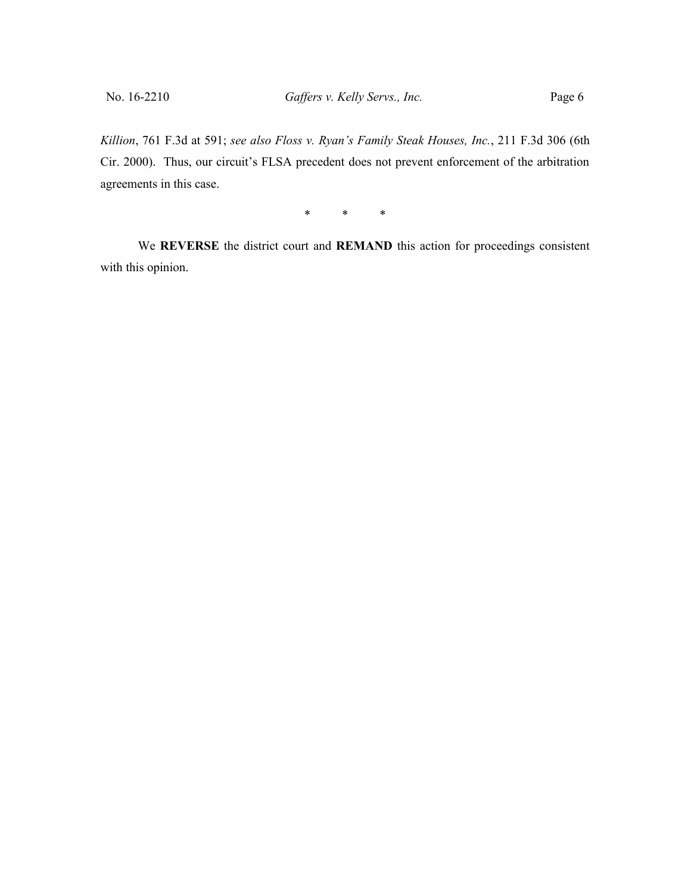*Killion*, 761 F.3d at 591; *see also Floss v. Ryan's Family Steak Houses, Inc.*, 211 F.3d 306 (6th Cir. 2000). Thus, our circuit's FLSA precedent does not prevent enforcement of the arbitration agreements in this case.

\* \* \*

We **REVERSE** the district court and **REMAND** this action for proceedings consistent with this opinion.